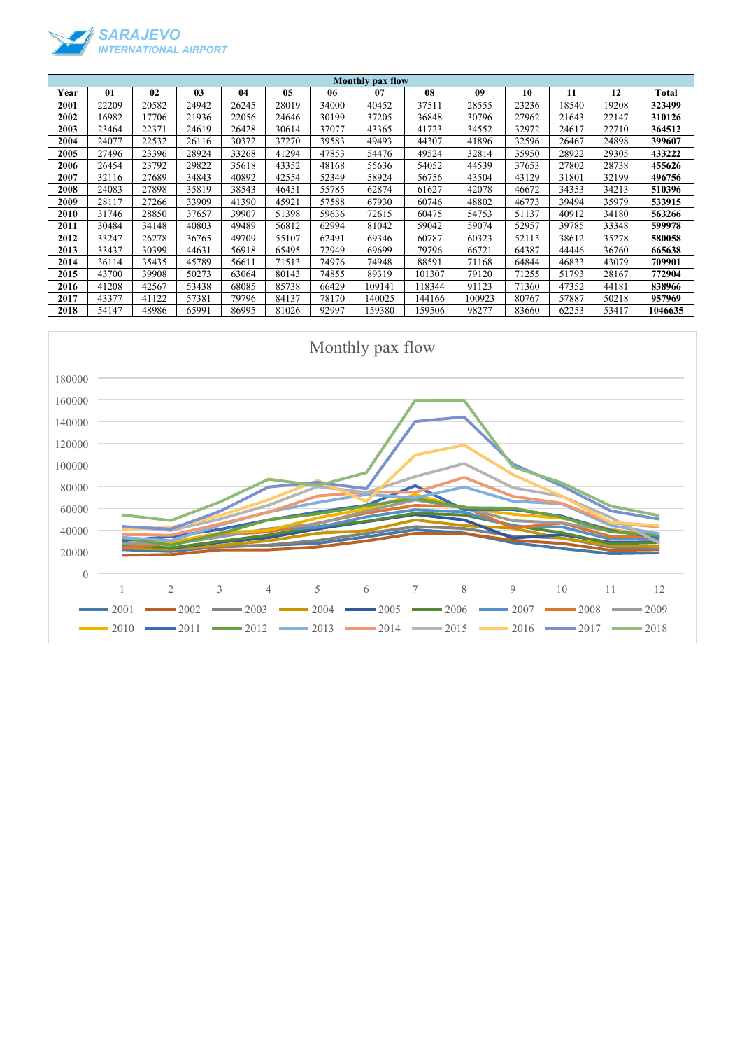SARAJEVO
INTERNATIONAL AIRPORT

| Monthly pax flow | | | | | | | | | | | | | |
|---|---|---|---|---|---|---|---|---|---|---|---|---|---|
| **Year** | **01** | **02** | **03** | **04** | **05** | **06** | **07** | **08** | **09** | **10** | **11** | **12** | **Total** |
| **2001** | 22209 | 20582 | 24942 | 26245 | 28019 | 34000 | 40452 | 37511 | 28555 | 23236 | 18540 | 19208 | **323499** |
| **2002** | 16982 | 17706 | 21936 | 22056 | 24646 | 30199 | 37205 | 36848 | 30796 | 27962 | 21643 | 22147 | **310126** |
| **2003** | 23464 | 22371 | 24619 | 26428 | 30614 | 37077 | 43365 | 41723 | 34552 | 32972 | 24617 | 22710 | **364512** |
| **2004** | 24077 | 22532 | 26116 | 30372 | 37270 | 39583 | 49493 | 44307 | 41896 | 32596 | 26467 | 24898 | **399607** |
| **2005** | 27496 | 23396 | 28924 | 33268 | 41294 | 47853 | 54476 | 49524 | 32814 | 35950 | 28922 | 29305 | **433222** |
| **2006** | 26454 | 23792 | 29822 | 35618 | 43352 | 48168 | 55636 | 54052 | 44539 | 37653 | 27802 | 28738 | **455626** |
| **2007** | 32116 | 27689 | 34843 | 40892 | 42554 | 52349 | 58924 | 56756 | 43504 | 43129 | 31801 | 32199 | **496756** |
| **2008** | 24083 | 27898 | 35819 | 38543 | 46451 | 55785 | 62874 | 61627 | 42078 | 46672 | 34353 | 34213 | **510396** |
| **2009** | 28117 | 27266 | 33909 | 41390 | 45921 | 57588 | 67930 | 60746 | 48802 | 46773 | 39494 | 35979 | **533915** |
| **2010** | 31746 | 28850 | 37657 | 39907 | 51398 | 59636 | 72615 | 60475 | 54753 | 51137 | 40912 | 34180 | **563266** |
| **2011** | 30484 | 34148 | 40803 | 49489 | 56812 | 62994 | 81042 | 59042 | 59074 | 52957 | 39785 | 33348 | **599978** |
| **2012** | 33247 | 26278 | 36765 | 49709 | 55107 | 62491 | 69346 | 60787 | 60323 | 52115 | 38612 | 35278 | **580058** |
| **2013** | 33437 | 30399 | 44631 | 56918 | 65495 | 72949 | 69699 | 79796 | 66721 | 64387 | 44446 | 36760 | **665638** |
| **2014** | 36114 | 35435 | 45789 | 56611 | 71513 | 74976 | 74948 | 88591 | 71168 | 64844 | 46833 | 43079 | **709901** |
| **2015** | 43700 | 39908 | 50273 | 63064 | 80143 | 74855 | 89319 | 101307 | 79120 | 71255 | 51793 | 28167 | **772904** |
| **2016** | 41208 | 42567 | 53438 | 68085 | 85738 | 66429 | 109141 | 118344 | 91123 | 71360 | 47352 | 44181 | **838966** |
| **2017** | 43377 | 41122 | 57381 | 79796 | 84137 | 78170 | 140025 | 144166 | 100923 | 80767 | 57887 | 50218 | **957969** |
| **2018** | 54147 | 48986 | 65991 | 86995 | 81026 | 92997 | 159380 | 159506 | 98277 | 83660 | 62253 | 53417 | **1046635** |

Monthly pax flow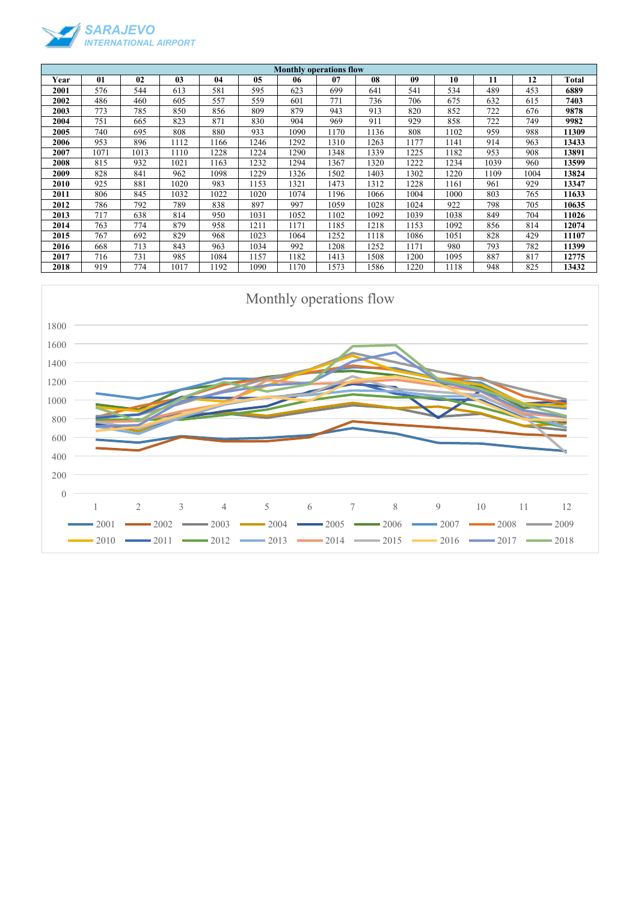SARAJEVO
INTERNATIONAL AIRPORT

| Monthly operations flow | | | | | | | | | | | | | |
|---|---|---|---|---|---|---|---|---|---|---|---|---|---|
| **Year** | **01** | **02** | **03** | **04** | **05** | **06** | **07** | **08** | **09** | **10** | **11** | **12** | **Total** |
| **2001** | 576 | 544 | 613 | 581 | 595 | 623 | 699 | 641 | 541 | 534 | 489 | 453 | **6889** |
| **2002** | 486 | 460 | 605 | 557 | 559 | 601 | 771 | 736 | 706 | 675 | 632 | 615 | **7403** |
| **2003** | 773 | 785 | 850 | 856 | 809 | 879 | 943 | 913 | 820 | 852 | 722 | 676 | **9878** |
| **2004** | 751 | 665 | 823 | 871 | 830 | 904 | 969 | 911 | 929 | 858 | 722 | 749 | **9982** |
| **2005** | 740 | 695 | 808 | 880 | 933 | 1090 | 1170 | 1136 | 808 | 1102 | 959 | 988 | **11309** |
| **2006** | 953 | 896 | 1112 | 1166 | 1246 | 1292 | 1310 | 1263 | 1177 | 1141 | 914 | 963 | **13433** |
| **2007** | 1071 | 1013 | 1110 | 1228 | 1224 | 1290 | 1348 | 1339 | 1225 | 1182 | 953 | 908 | **13891** |
| **2008** | 815 | 932 | 1021 | 1163 | 1232 | 1294 | 1367 | 1320 | 1222 | 1234 | 1039 | 960 | **13599** |
| **2009** | 828 | 841 | 962 | 1098 | 1229 | 1326 | 1502 | 1403 | 1302 | 1220 | 1109 | 1004 | **13824** |
| **2010** | 925 | 881 | 1020 | 983 | 1153 | 1321 | 1473 | 1312 | 1228 | 1161 | 961 | 929 | **13347** |
| **2011** | 806 | 845 | 1032 | 1022 | 1020 | 1074 | 1196 | 1066 | 1004 | 1000 | 803 | 765 | **11633** |
| **2012** | 786 | 792 | 789 | 838 | 897 | 997 | 1059 | 1028 | 1024 | 922 | 798 | 705 | **10635** |
| **2013** | 717 | 638 | 814 | 950 | 1031 | 1052 | 1102 | 1092 | 1039 | 1038 | 849 | 704 | **11026** |
| **2014** | 763 | 774 | 879 | 958 | 1211 | 1171 | 1185 | 1218 | 1153 | 1092 | 856 | 814 | **12074** |
| **2015** | 767 | 692 | 829 | 968 | 1023 | 1064 | 1252 | 1118 | 1086 | 1051 | 828 | 429 | **11107** |
| **2016** | 668 | 713 | 843 | 963 | 1034 | 992 | 1208 | 1252 | 1171 | 980 | 793 | 782 | **11399** |
| **2017** | 716 | 731 | 985 | 1084 | 1157 | 1182 | 1413 | 1508 | 1200 | 1095 | 887 | 817 | **12775** |
| **2018** | 919 | 774 | 1017 | 1192 | 1090 | 1170 | 1573 | 1586 | 1220 | 1118 | 948 | 825 | **13432** |

Monthly operations flow

1800
1600
1400
1200
1000
800
600
400
200
0

1 2 3 4 5 6 7 8 9 10 11 12

2001 2002 2003 2004 2005 2006 2007 2008 2009 2010 2011 2012 2013 2014 2015 2016 2017 2018